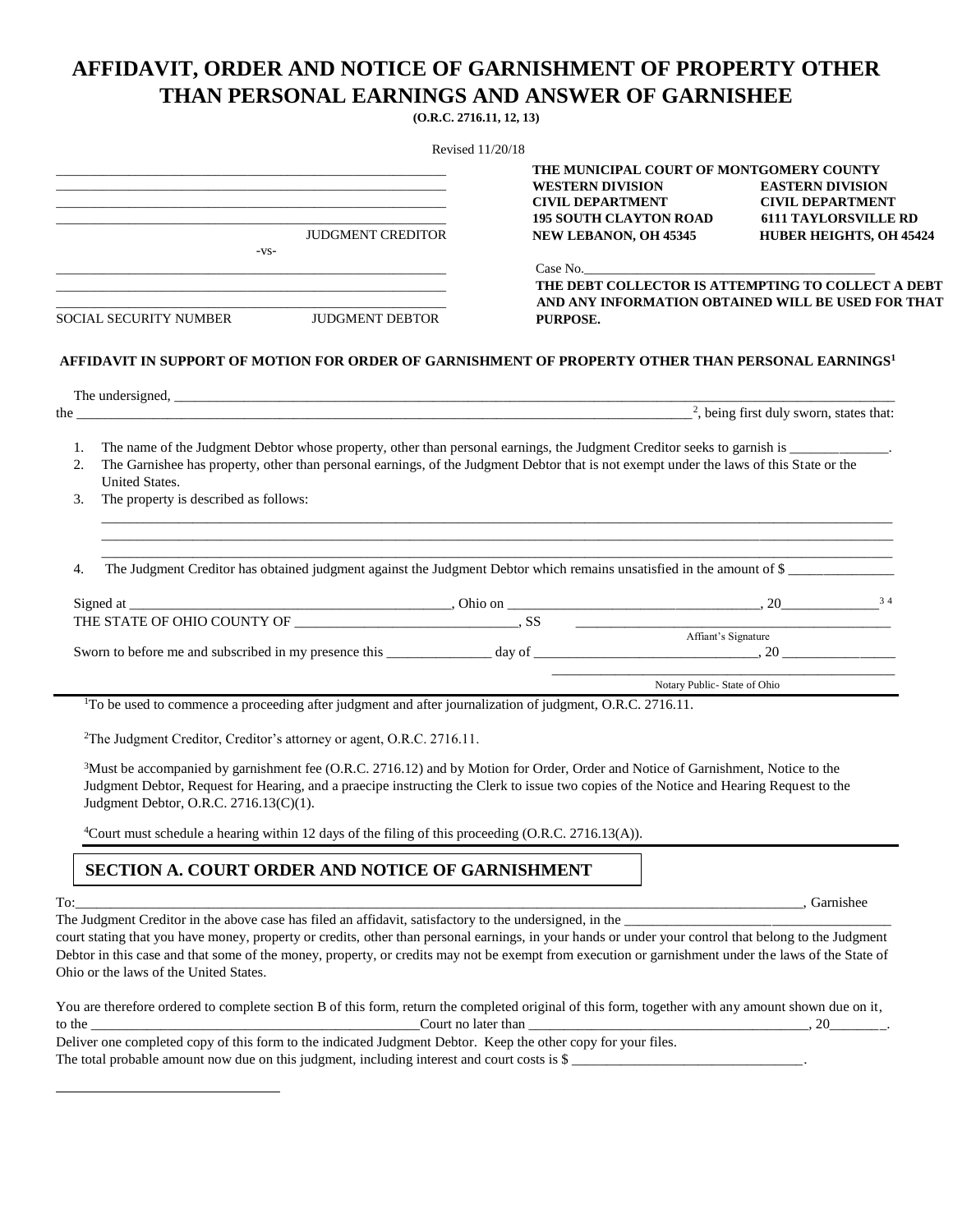# AFFIDAVIT, ORDER AND NOTICE OF GARNISHMENT OF PROPERTY OTHER THAN PERSONAL EARNINGS AND ANSWER OF GARNISHEE

**(O.R.C. 2716.11, 12, 13)**

Revised 11/20/18

______________________________________________________
______________________________________________________
______________________________________________________
______________________________________________________
JUDGMENT CREDITOR

-vs-

______________________________________________________
______________________________________________________
______________________________________________________
SOCIAL SECURITY NUMBER JUDGMENT DEBTOR

**THE MUNICIPAL COURT OF MONTGOMERY COUNTY**

| WESTERN DIVISION | EASTERN DIVISION |
|---|---|
| CIVIL DEPARTMENT | CIVIL DEPARTMENT |
| 195 SOUTH CLAYTON ROAD | 6111 TAYLORSVILLE RD |
| NEW LEBANON, OH 45345 | HUBER HEIGHTS, OH 45424 |

Case No.__________________________________________

**THE DEBT COLLECTOR IS ATTEMPTING TO COLLECT A DEBT AND ANY INFORMATION OBTAINED WILL BE USED FOR THAT PURPOSE.**

### AFFIDAVIT IN SUPPORT OF MOTION FOR ORDER OF GARNISHMENT OF PROPERTY OTHER THAN PERSONAL EARNINGS[1]

The undersigned, ______________________________________________________________________________________
the ______________________________________________________________________________[2], being first duly sworn, states that:

1. The name of the Judgment Debtor whose property, other than personal earnings, the Judgment Creditor seeks to garnish is ______________.
2. The Garnishee has property, other than personal earnings, of the Judgment Debtor that is not exempt under the laws of this State or the United States.
3. The property is described as follows:
   ______________________________________________________________________________________________
   ______________________________________________________________________________________________
   ______________________________________________________________________________________________
4. The Judgment Creditor has obtained judgment against the Judgment Debtor which remains unsatisfied in the amount of $ _______________

Signed at ____________________________________________, Ohio on __________________________________, 20______________[3] [4]

THE STATE OF OHIO COUNTY OF ______________________________, SS

_____________________________________
Affiant's Signature

Sworn to before me and subscribed in my presence this ______________ day of _______________________________, 20 ________________

_____________________________________
Notary Public- State of Ohio

[1]To be used to commence a proceeding after judgment and after journalization of judgment, O.R.C. 2716.11.

[2]The Judgment Creditor, Creditor's attorney or agent, O.R.C. 2716.11.

[3]Must be accompanied by garnishment fee (O.R.C. 2716.12) and by Motion for Order, Order and Notice of Garnishment, Notice to the Judgment Debtor, Request for Hearing, and a praecipe instructing the Clerk to issue two copies of the Notice and Hearing Request to the Judgment Debtor, O.R.C. 2716.13(C)(1).

[4]Court must schedule a hearing within 12 days of the filing of this proceeding (O.R.C. 2716.13(A)).

## SECTION A. COURT ORDER AND NOTICE OF GARNISHMENT

To:__________________________________________________________________________________________, Garnishee

The Judgment Creditor in the above case has filed an affidavit, satisfactory to the undersigned, in the ______________________________________ court stating that you have money, property or credits, other than personal earnings, in your hands or under your control that belong to the Judgment Debtor in this case and that some of the money, property, or credits may not be exempt from execution or garnishment under the laws of the State of Ohio or the laws of the United States.

You are therefore ordered to complete section B of this form, return the completed original of this form, together with any amount shown due on it, to the ______________________________________________Court no later than ________________________________________, 20________.

Deliver one completed copy of this form to the indicated Judgment Debtor. Keep the other copy for your files.

The total probable amount now due on this judgment, including interest and court costs is $ _________________________________.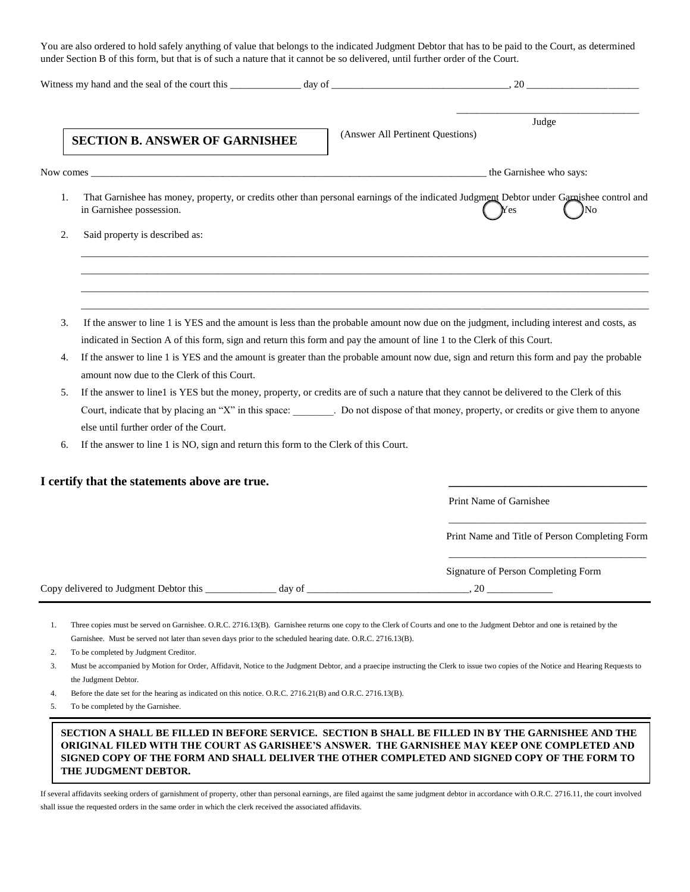You are also ordered to hold safely anything of value that belongs to the indicated Judgment Debtor that has to be paid to the Court, as determined under Section B of this form, but that is of such a nature that it cannot be so delivered, until further order of the Court.

Witness my hand and the seal of the court this ______________ day of ___________________________________, 20 ______________________

_____________________________________
Judge

**SECTION B. ANSWER OF GARNISHEE**

(Answer All Pertinent Questions)

Now comes _________________________________________________________________________________ the Garnishee who says:

1. That Garnishee has money, property, or credits other than personal earnings of the indicated Judgment Debtor under Garnishee control and in Garnishee possession. ◯ Yes ◯ No
2. Said property is described as:

   ______________________________________________________________________________________________________

   ______________________________________________________________________________________________________

   ______________________________________________________________________________________________________

   ______________________________________________________________________________________________________

3. If the answer to line 1 is YES and the amount is less than the probable amount now due on the judgment, including interest and costs, as indicated in Section A of this form, sign and return this form and pay the amount of line 1 to the Clerk of this Court.
4. If the answer to line 1 is YES and the amount is greater than the probable amount now due, sign and return this form and pay the probable amount now due to the Clerk of this Court.
5. If the answer to line1 is YES but the money, property, or credits are of such a nature that they cannot be delivered to the Clerk of this Court, indicate that by placing an "X" in this space: ________. Do not dispose of that money, property, or credits or give them to anyone else until further order of the Court.
6. If the answer to line 1 is NO, sign and return this form to the Clerk of this Court.

**I certify that the statements above are true.**

_____________________________________
Print Name of Garnishee

_____________________________________
Print Name and Title of Person Completing Form

_____________________________________
Signature of Person Completing Form

Copy delivered to Judgment Debtor this ______________ day of ________________________________, 20 _____________

1. Three copies must be served on Garnishee. O.R.C. 2716.13(B). Garnishee returns one copy to the Clerk of Courts and one to the Judgment Debtor and one is retained by the Garnishee. Must be served not later than seven days prior to the scheduled hearing date. O.R.C. 2716.13(B).
2. To be completed by Judgment Creditor.
3. Must be accompanied by Motion for Order, Affidavit, Notice to the Judgment Debtor, and a praecipe instructing the Clerk to issue two copies of the Notice and Hearing Requests to the Judgment Debtor.
4. Before the date set for the hearing as indicated on this notice. O.R.C. 2716.21(B) and O.R.C. 2716.13(B).
5. To be completed by the Garnishee.

**SECTION A SHALL BE FILLED IN BEFORE SERVICE. SECTION B SHALL BE FILLED IN BY THE GARNISHEE AND THE ORIGINAL FILED WITH THE COURT AS GARISHEE'S ANSWER. THE GARNISHEE MAY KEEP ONE COMPLETED AND SIGNED COPY OF THE FORM AND SHALL DELIVER THE OTHER COMPLETED AND SIGNED COPY OF THE FORM TO THE JUDGMENT DEBTOR.**

If several affidavits seeking orders of garnishment of property, other than personal earnings, are filed against the same judgment debtor in accordance with O.R.C. 2716.11, the court involved shall issue the requested orders in the same order in which the clerk received the associated affidavits.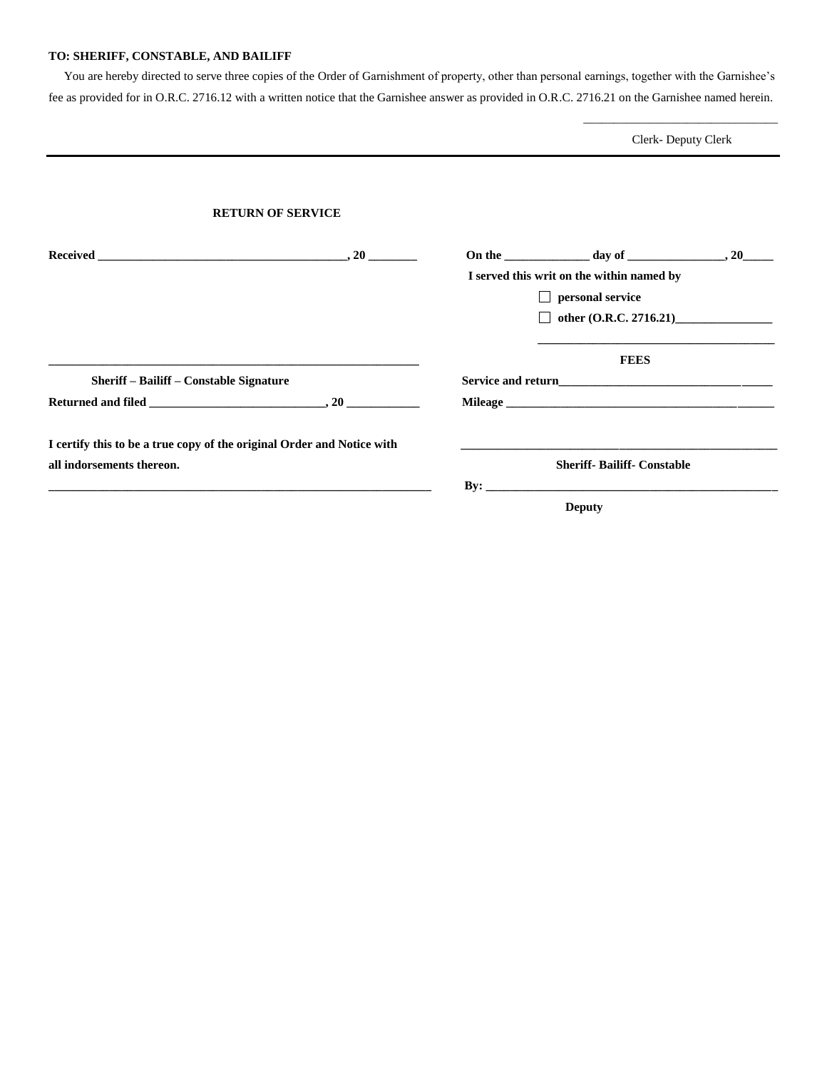**TO: SHERIFF, CONSTABLE, AND BAILIFF**

You are hereby directed to serve three copies of the Order of Garnishment of property, other than personal earnings, together with the Garnishee's fee as provided for in O.R.C. 2716.12 with a written notice that the Garnishee answer as provided in O.R.C. 2716.21 on the Garnishee named herein.

_______________________________

Clerk- Deputy Clerk

---

**RETURN OF SERVICE**

**Received ________________________________________, 20 ________**

_____________________________________________________________

**Sheriff – Bailiff – Constable Signature**

**Returned and filed ____________________________, 20 ____________**

**I certify this to be a true copy of the original Order and Notice with all indorsements thereon.**

_______________________________________________________________

**On the _____________ day of _______________, 20_____**

**I served this writ on the within named by**

☐ **personal service**

☐ **other (O.R.C. 2716.21)________________**

_______________________________________

**FEES**

**Service and return____________________________________**

**Mileage _____________________________________________**

_____________________________________________________

**Sheriff- Bailiff- Constable**

**By: _________________________________________________**

**Deputy**